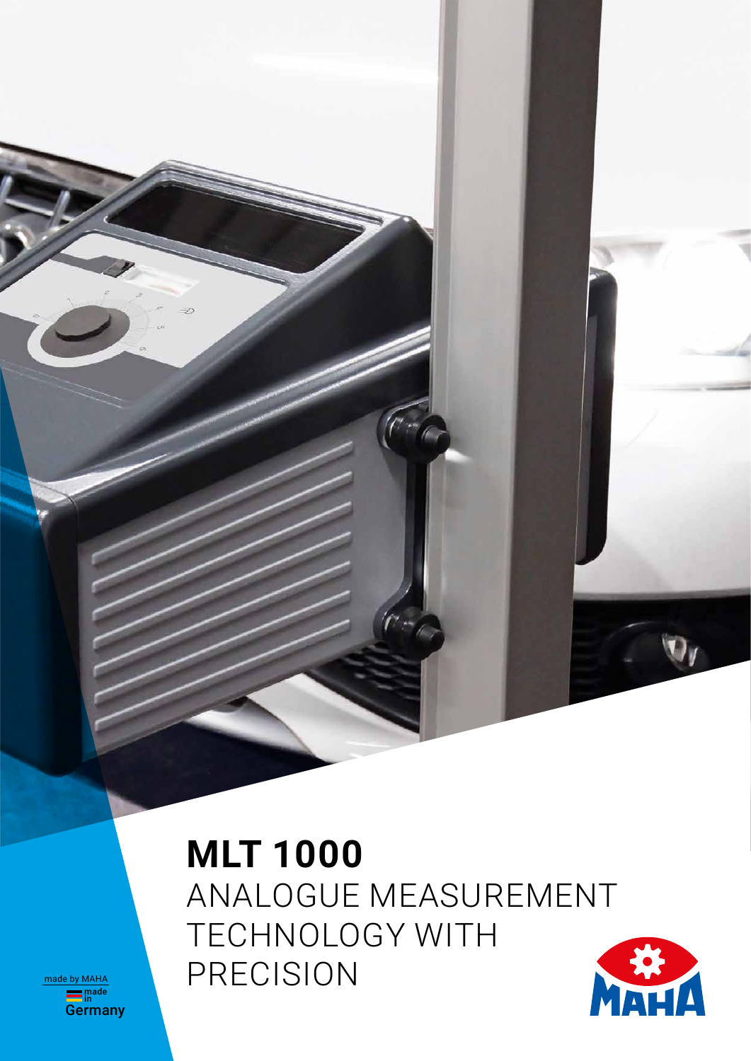# MLT 1000

ANALOGUE MEASUREMENT TECHNOLOGY WITH PRECISION

made by MAHA

made in Germany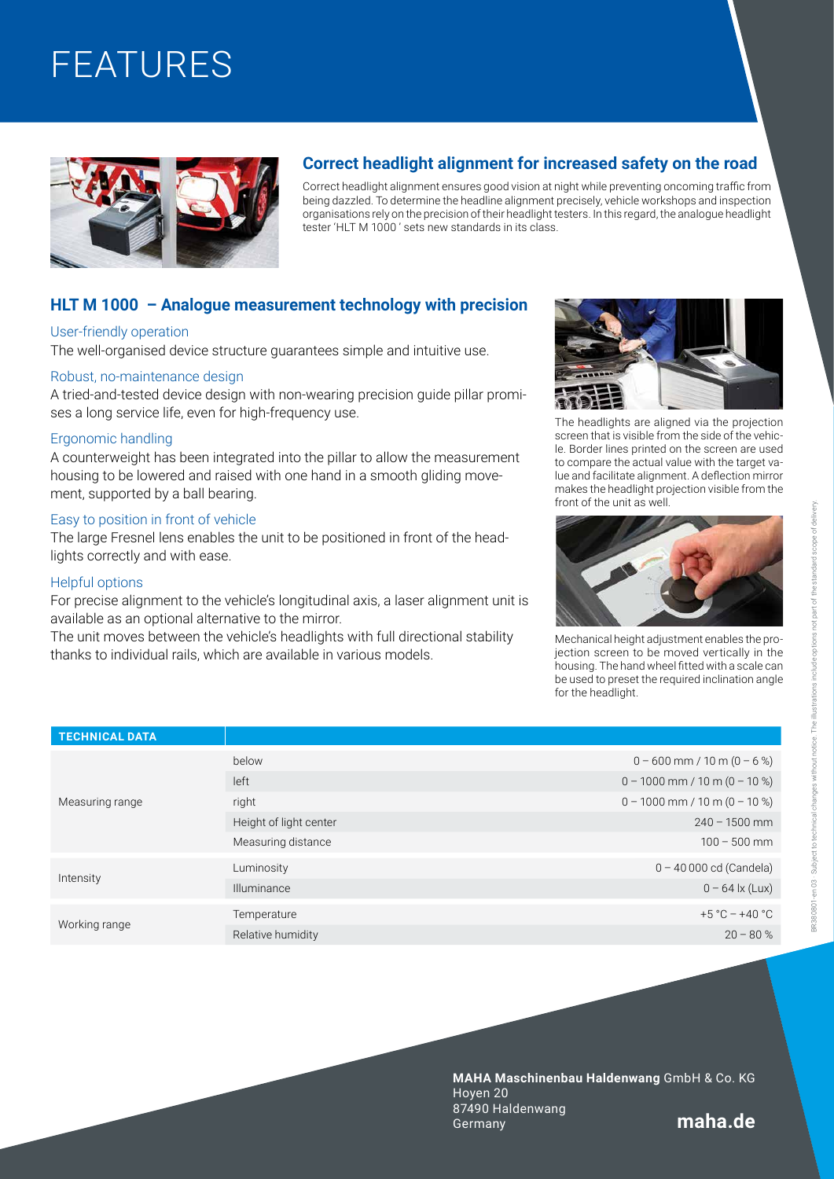# FEATURES

## Correct headlight alignment for increased safety on the road

Correct headlight alignment ensures good vision at night while preventing oncoming traffic from being dazzled. To determine the headline alignment precisely, vehicle workshops and inspection organisations rely on the precision of their headlight testers. In this regard, the analogue headlight tester 'HLT M 1000 ' sets new standards in its class.

## HLT M 1000 – Analogue measurement technology with precision

### User-friendly operation

The well-organised device structure guarantees simple and intuitive use.

### Robust, no-maintenance design

A tried-and-tested device design with non-wearing precision guide pillar promises a long service life, even for high-frequency use.

### Ergonomic handling

A counterweight has been integrated into the pillar to allow the measurement housing to be lowered and raised with one hand in a smooth gliding movement, supported by a ball bearing.

### Easy to position in front of vehicle

The large Fresnel lens enables the unit to be positioned in front of the headlights correctly and with ease.

### Helpful options

For precise alignment to the vehicle's longitudinal axis, a laser alignment unit is available as an optional alternative to the mirror.

The unit moves between the vehicle's headlights with full directional stability thanks to individual rails, which are available in various models.

The headlights are aligned via the projection screen that is visible from the side of the vehicle. Border lines printed on the screen are used to compare the actual value with the target value and facilitate alignment. A deflection mirror makes the headlight projection visible from the front of the unit as well.

Mechanical height adjustment enables the projection screen to be moved vertically in the housing. The hand wheel fitted with a scale can be used to preset the required inclination angle for the headlight.

| TECHNICAL DATA | | |
|---|---|---|
| Measuring range | below | 0 – 600 mm / 10 m (0 – 6 %) |
| | left | 0 – 1000 mm / 10 m (0 – 10 %) |
| | right | 0 – 1000 mm / 10 m (0 – 10 %) |
| | Height of light center | 240 – 1500 mm |
| | Measuring distance | 100 – 500 mm |
| Intensity | Luminosity | 0 – 40 000 cd (Candela) |
| | Illuminance | 0 – 64 lx (Lux) |
| Working range | Temperature | +5 °C – +40 °C |
| | Relative humidity | 20 – 80 % |

BR380801-en 03 · Subject to technical changes without notice. The illustrations include options not part of the standard scope of delivery.

**MAHA Maschinenbau Haldenwang** GmbH & Co. KG
Hoyen 20
87490 Haldenwang
Germany

**maha.de**